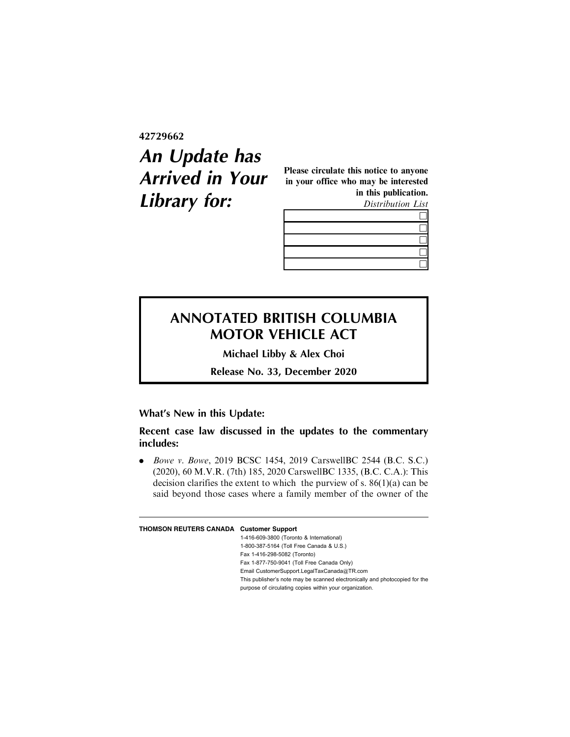**42729662**

# *An Update has Arrived in Your Library for:*

**Please circulate this notice to anyone in your office who may be interested in this publication.**

*Distribution List*

| |
|---|
| ☐ |
| ☐ |
| ☐ |
| ☐ |
| ☐ |

## ANNOTATED BRITISH COLUMBIA MOTOR VEHICLE ACT

**Michael Libby & Alex Choi**

**Release No. 33, December 2020**

### What's New in this Update:

### Recent case law discussed in the updates to the commentary includes:

- *Bowe v. Bowe*, 2019 BCSC 1454, 2019 CarswellBC 2544 (B.C. S.C.) (2020), 60 M.V.R. (7th) 185, 2020 CarswellBC 1335, (B.C. C.A.): This decision clarifies the extent to which the purview of s. 86(1)(a) can be said beyond those cases where a family member of the owner of the

---

**THOMSON REUTERS CANADA** **Customer Support**

1-416-609-3800 (Toronto & International)
1-800-387-5164 (Toll Free Canada & U.S.)
Fax 1-416-298-5082 (Toronto)
Fax 1-877-750-9041 (Toll Free Canada Only)
Email CustomerSupport.LegalTaxCanada@TR.com
This publisher's note may be scanned electronically and photocopied for the purpose of circulating copies within your organization.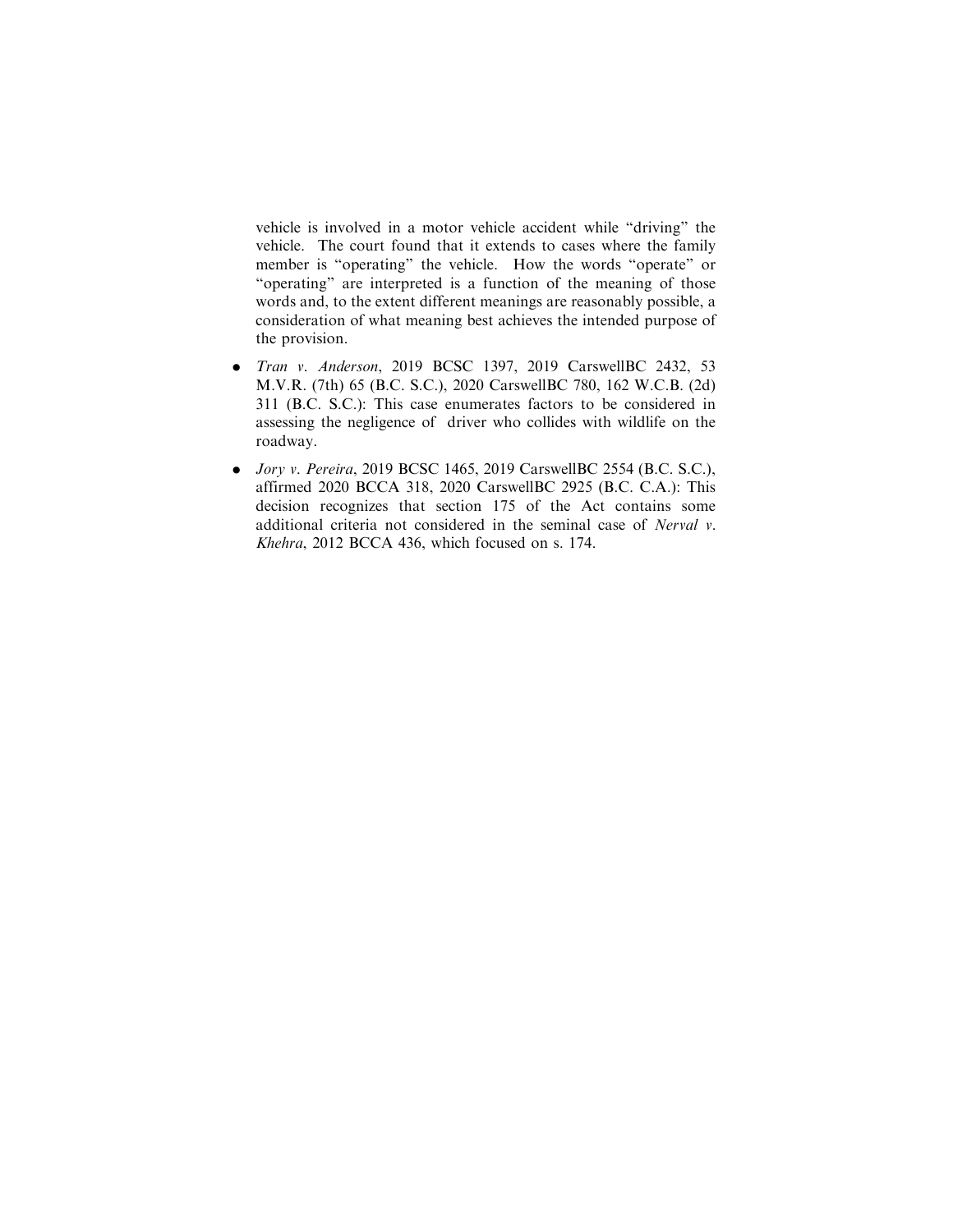vehicle is involved in a motor vehicle accident while "driving" the vehicle. The court found that it extends to cases where the family member is "operating" the vehicle. How the words "operate" or "operating" are interpreted is a function of the meaning of those words and, to the extent different meanings are reasonably possible, a consideration of what meaning best achieves the intended purpose of the provision.

- *Tran v. Anderson*, 2019 BCSC 1397, 2019 CarswellBC 2432, 53 M.V.R. (7th) 65 (B.C. S.C.), 2020 CarswellBC 780, 162 W.C.B. (2d) 311 (B.C. S.C.): This case enumerates factors to be considered in assessing the negligence of driver who collides with wildlife on the roadway.

- *Jory v. Pereira*, 2019 BCSC 1465, 2019 CarswellBC 2554 (B.C. S.C.), affirmed 2020 BCCA 318, 2020 CarswellBC 2925 (B.C. C.A.): This decision recognizes that section 175 of the Act contains some additional criteria not considered in the seminal case of *Nerval v. Khehra*, 2012 BCCA 436, which focused on s. 174.